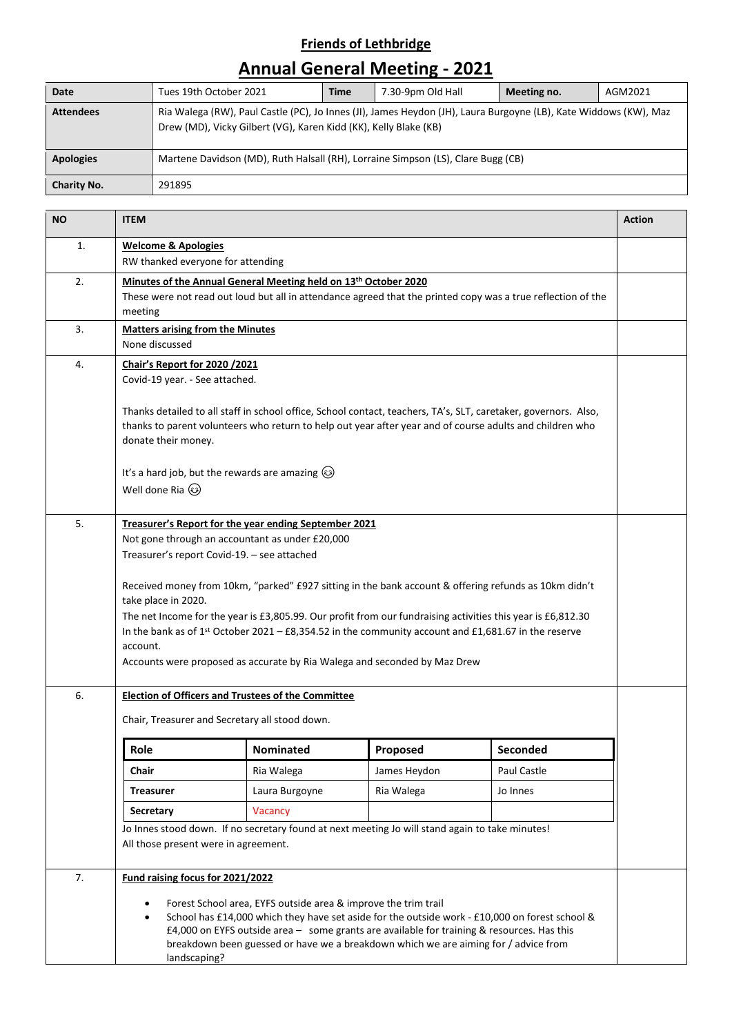## Friends of Lethbridge

# Annual General Meeting - 2021

| Date | Tues 19th October 2021 | Time | 7.30-9pm Old Hall | Meeting no. | AGM2021 |
|---|---|---|---|---|---|
| **Attendees** | Ria Walega (RW), Paul Castle (PC), Jo Innes (JI), James Heydon (JH), Laura Burgoyne (LB), Kate Widdows (KW), Maz Drew (MD), Vicky Gilbert (VG), Karen Kidd (KK), Kelly Blake (KB) | | | | |
| **Apologies** | Martene Davidson (MD), Ruth Halsall (RH), Lorraine Simpson (LS), Clare Bugg (CB) | | | | |
| **Charity No.** | 291895 | | | | |

| NO | ITEM | Action |
|---|---|---|
| 1. | **Welcome & Apologies**<br>RW thanked everyone for attending | |
| 2. | **Minutes of the Annual General Meeting held on 13th October 2020**<br>These were not read out loud but all in attendance agreed that the printed copy was a true reflection of the meeting | |
| 3. | **Matters arising from the Minutes**<br>None discussed | |
| 4. | **Chair's Report for 2020 /2021**<br>Covid-19 year. - See attached.<br><br>Thanks detailed to all staff in school office, School contact, teachers, TA's, SLT, caretaker, governors. Also, thanks to parent volunteers who return to help out year after year and of course adults and children who donate their money.<br><br>It's a hard job, but the rewards are amazing 😉<br>Well done Ria 😉 | |
| 5. | **Treasurer's Report for the year ending September 2021**<br>Not gone through an accountant as under £20,000<br>Treasurer's report Covid-19. – see attached<br><br>Received money from 10km, "parked" £927 sitting in the bank account & offering refunds as 10km didn't take place in 2020.<br>The net Income for the year is £3,805.99. Our profit from our fundraising activities this year is £6,812.30<br>In the bank as of 1st October 2021 – £8,354.52 in the community account and £1,681.67 in the reserve account.<br>Accounts were proposed as accurate by Ria Walega and seconded by Maz Drew | |
| 6. | **Election of Officers and Trustees of the Committee**<br><br>Chair, Treasurer and Secretary all stood down.<br><br>**Role** / **Nominated** / **Proposed** / **Seconded**:<br>**Chair** – Ria Walega – proposed James Heydon – seconded Paul Castle<br>**Treasurer** – Laura Burgoyne – proposed Ria Walega – seconded Jo Innes<br>**Secretary** – Vacancy<br><br>Jo Innes stood down. If no secretary found at next meeting Jo will stand again to take minutes!<br>All those present were in agreement. | |
| 7. | **Fund raising focus for 2021/2022**<br><br>• Forest School area, EYFS outside area & improve the trim trail<br>• School has £14,000 which they have set aside for the outside work - £10,000 on forest school & £4,000 on EYFS outside area – some grants are available for training & resources. Has this breakdown been guessed or have we a breakdown which we are aiming for / advice from landscaping? | |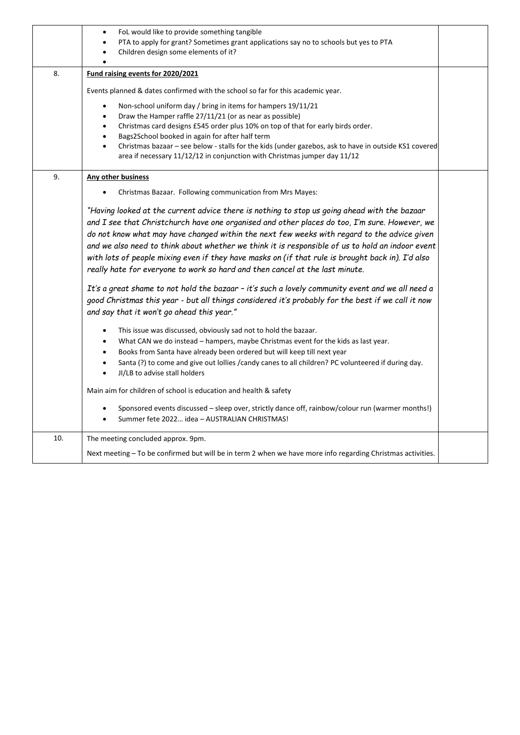| | | |
|---|---|---|
| | • FoL would like to provide something tangible<br>• PTA to apply for grant? Sometimes grant applications say no to schools but yes to PTA<br>• Children design some elements of it?<br>• | |
| 8. | **Fund raising events for 2020/2021**<br><br>Events planned & dates confirmed with the school so far for this academic year.<br><br>• Non-school uniform day / bring in items for hampers 19/11/21<br>• Draw the Hamper raffle 27/11/21 (or as near as possible)<br>• Christmas card designs £545 order plus 10% on top of that for early birds order.<br>• Bags2School booked in again for after half term<br>• Christmas bazaar – see below - stalls for the kids (under gazebos, ask to have in outside KS1 covered area if necessary 11/12/12 in conjunction with Christmas jumper day 11/12 | |
| 9. | **Any other business**<br><br>• Christmas Bazaar. Following communication from Mrs Mayes:<br><br>*"Having looked at the current advice there is nothing to stop us going ahead with the bazaar and I see that Christchurch have one organised and other places do too, I'm sure. However, we do not know what may have changed within the next few weeks with regard to the advice given and we also need to think about whether we think it is responsible of us to hold an indoor event with lots of people mixing even if they have masks on (if that rule is brought back in). I'd also really hate for everyone to work so hard and then cancel at the last minute.*<br><br>*It's a great shame to not hold the bazaar - it's such a lovely community event and we all need a good Christmas this year - but all things considered it's probably for the best if we call it now and say that it won't go ahead this year."*<br><br>• This issue was discussed, obviously sad not to hold the bazaar.<br>• What CAN we do instead – hampers, maybe Christmas event for the kids as last year.<br>• Books from Santa have already been ordered but will keep till next year<br>• Santa (?) to come and give out lollies /candy canes to all children? PC volunteered if during day.<br>• JI/LB to advise stall holders<br><br>Main aim for children of school is education and health & safety<br><br>• Sponsored events discussed – sleep over, strictly dance off, rainbow/colour run (warmer months!)<br>• Summer fete 2022… idea – AUSTRALIAN CHRISTMAS! | |
| 10. | The meeting concluded approx. 9pm.<br><br>Next meeting – To be confirmed but will be in term 2 when we have more info regarding Christmas activities. | |